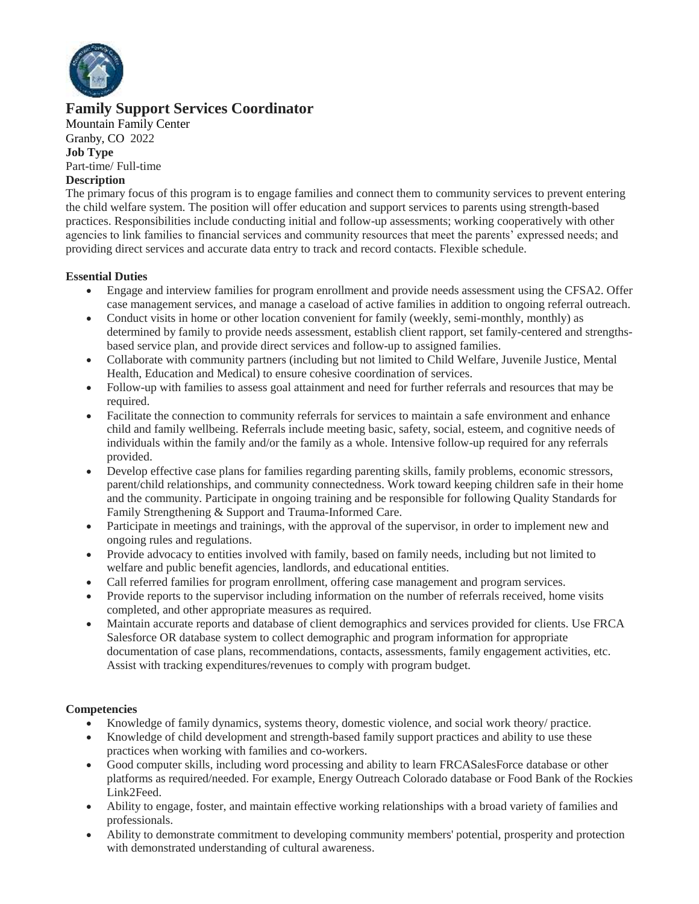# Family Support Services Coordinator

Mountain Family Center
Granby, CO 2022

**Job Type**
Part-time/ Full-time

**Description**

The primary focus of this program is to engage families and connect them to community services to prevent entering the child welfare system. The position will offer education and support services to parents using strength-based practices. Responsibilities include conducting initial and follow-up assessments; working cooperatively with other agencies to link families to financial services and community resources that meet the parents' expressed needs; and providing direct services and accurate data entry to track and record contacts. Flexible schedule.

**Essential Duties**

- Engage and interview families for program enrollment and provide needs assessment using the CFSA2. Offer case management services, and manage a caseload of active families in addition to ongoing referral outreach.
- Conduct visits in home or other location convenient for family (weekly, semi-monthly, monthly) as determined by family to provide needs assessment, establish client rapport, set family-centered and strengths-based service plan, and provide direct services and follow-up to assigned families.
- Collaborate with community partners (including but not limited to Child Welfare, Juvenile Justice, Mental Health, Education and Medical) to ensure cohesive coordination of services.
- Follow-up with families to assess goal attainment and need for further referrals and resources that may be required.
- Facilitate the connection to community referrals for services to maintain a safe environment and enhance child and family wellbeing. Referrals include meeting basic, safety, social, esteem, and cognitive needs of individuals within the family and/or the family as a whole. Intensive follow-up required for any referrals provided.
- Develop effective case plans for families regarding parenting skills, family problems, economic stressors, parent/child relationships, and community connectedness. Work toward keeping children safe in their home and the community. Participate in ongoing training and be responsible for following Quality Standards for Family Strengthening & Support and Trauma-Informed Care.
- Participate in meetings and trainings, with the approval of the supervisor, in order to implement new and ongoing rules and regulations.
- Provide advocacy to entities involved with family, based on family needs, including but not limited to welfare and public benefit agencies, landlords, and educational entities.
- Call referred families for program enrollment, offering case management and program services.
- Provide reports to the supervisor including information on the number of referrals received, home visits completed, and other appropriate measures as required.
- Maintain accurate reports and database of client demographics and services provided for clients. Use FRCA Salesforce OR database system to collect demographic and program information for appropriate documentation of case plans, recommendations, contacts, assessments, family engagement activities, etc. Assist with tracking expenditures/revenues to comply with program budget.

**Competencies**

- Knowledge of family dynamics, systems theory, domestic violence, and social work theory/ practice.
- Knowledge of child development and strength-based family support practices and ability to use these practices when working with families and co-workers.
- Good computer skills, including word processing and ability to learn FRCASalesForce database or other platforms as required/needed. For example, Energy Outreach Colorado database or Food Bank of the Rockies Link2Feed.
- Ability to engage, foster, and maintain effective working relationships with a broad variety of families and professionals.
- Ability to demonstrate commitment to developing community members' potential, prosperity and protection with demonstrated understanding of cultural awareness.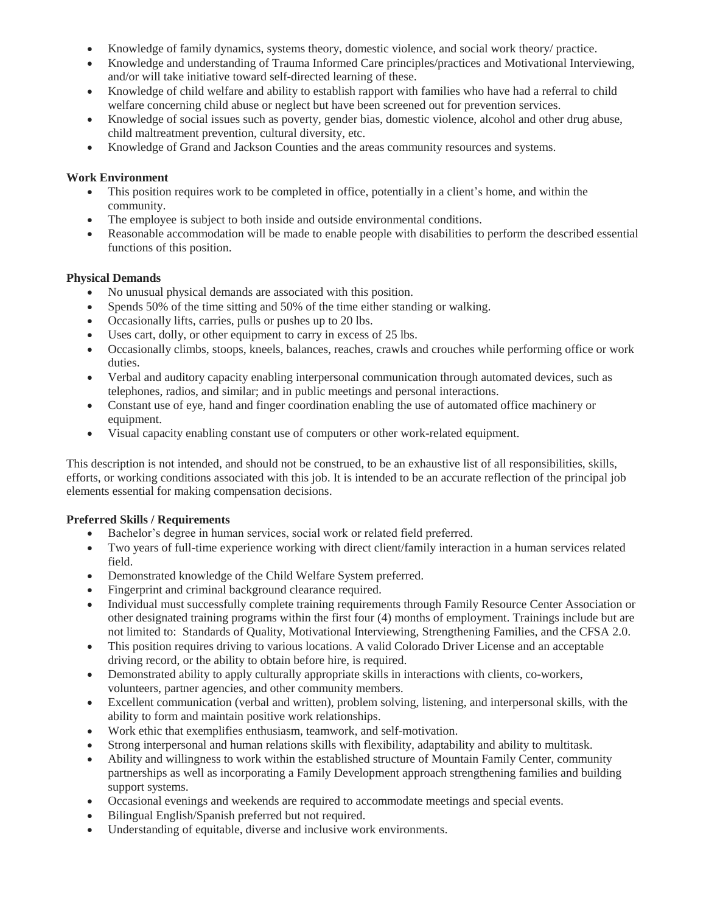- Knowledge of family dynamics, systems theory, domestic violence, and social work theory/ practice.
- Knowledge and understanding of Trauma Informed Care principles/practices and Motivational Interviewing, and/or will take initiative toward self-directed learning of these.
- Knowledge of child welfare and ability to establish rapport with families who have had a referral to child welfare concerning child abuse or neglect but have been screened out for prevention services.
- Knowledge of social issues such as poverty, gender bias, domestic violence, alcohol and other drug abuse, child maltreatment prevention, cultural diversity, etc.
- Knowledge of Grand and Jackson Counties and the areas community resources and systems.

**Work Environment**

- This position requires work to be completed in office, potentially in a client's home, and within the community.
- The employee is subject to both inside and outside environmental conditions.
- Reasonable accommodation will be made to enable people with disabilities to perform the described essential functions of this position.

**Physical Demands**

- No unusual physical demands are associated with this position.
- Spends 50% of the time sitting and 50% of the time either standing or walking.
- Occasionally lifts, carries, pulls or pushes up to 20 lbs.
- Uses cart, dolly, or other equipment to carry in excess of 25 lbs.
- Occasionally climbs, stoops, kneels, balances, reaches, crawls and crouches while performing office or work duties.
- Verbal and auditory capacity enabling interpersonal communication through automated devices, such as telephones, radios, and similar; and in public meetings and personal interactions.
- Constant use of eye, hand and finger coordination enabling the use of automated office machinery or equipment.
- Visual capacity enabling constant use of computers or other work-related equipment.

This description is not intended, and should not be construed, to be an exhaustive list of all responsibilities, skills, efforts, or working conditions associated with this job. It is intended to be an accurate reflection of the principal job elements essential for making compensation decisions.

**Preferred Skills / Requirements**

- Bachelor's degree in human services, social work or related field preferred.
- Two years of full-time experience working with direct client/family interaction in a human services related field.
- Demonstrated knowledge of the Child Welfare System preferred.
- Fingerprint and criminal background clearance required.
- Individual must successfully complete training requirements through Family Resource Center Association or other designated training programs within the first four (4) months of employment. Trainings include but are not limited to: Standards of Quality, Motivational Interviewing, Strengthening Families, and the CFSA 2.0.
- This position requires driving to various locations. A valid Colorado Driver License and an acceptable driving record, or the ability to obtain before hire, is required.
- Demonstrated ability to apply culturally appropriate skills in interactions with clients, co-workers, volunteers, partner agencies, and other community members.
- Excellent communication (verbal and written), problem solving, listening, and interpersonal skills, with the ability to form and maintain positive work relationships.
- Work ethic that exemplifies enthusiasm, teamwork, and self-motivation.
- Strong interpersonal and human relations skills with flexibility, adaptability and ability to multitask.
- Ability and willingness to work within the established structure of Mountain Family Center, community partnerships as well as incorporating a Family Development approach strengthening families and building support systems.
- Occasional evenings and weekends are required to accommodate meetings and special events.
- Bilingual English/Spanish preferred but not required.
- Understanding of equitable, diverse and inclusive work environments.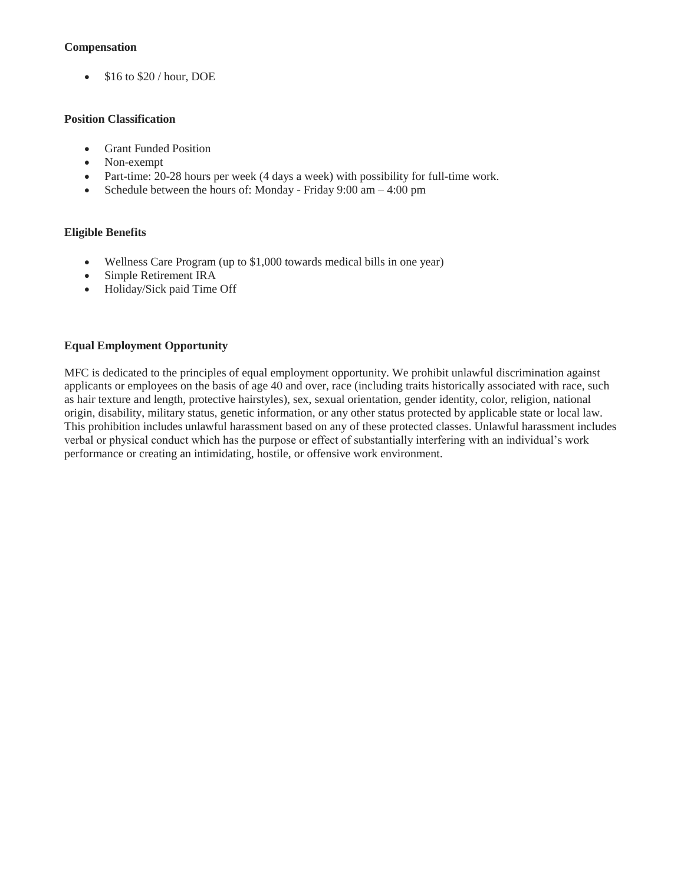**Compensation**

- $16 to $20 / hour, DOE

**Position Classification**

- Grant Funded Position
- Non-exempt
- Part-time: 20-28 hours per week (4 days a week) with possibility for full-time work.
- Schedule between the hours of: Monday - Friday 9:00 am – 4:00 pm

**Eligible Benefits**

- Wellness Care Program (up to $1,000 towards medical bills in one year)
- Simple Retirement IRA
- Holiday/Sick paid Time Off

**Equal Employment Opportunity**

MFC is dedicated to the principles of equal employment opportunity. We prohibit unlawful discrimination against applicants or employees on the basis of age 40 and over, race (including traits historically associated with race, such as hair texture and length, protective hairstyles), sex, sexual orientation, gender identity, color, religion, national origin, disability, military status, genetic information, or any other status protected by applicable state or local law. This prohibition includes unlawful harassment based on any of these protected classes. Unlawful harassment includes verbal or physical conduct which has the purpose or effect of substantially interfering with an individual's work performance or creating an intimidating, hostile, or offensive work environment.